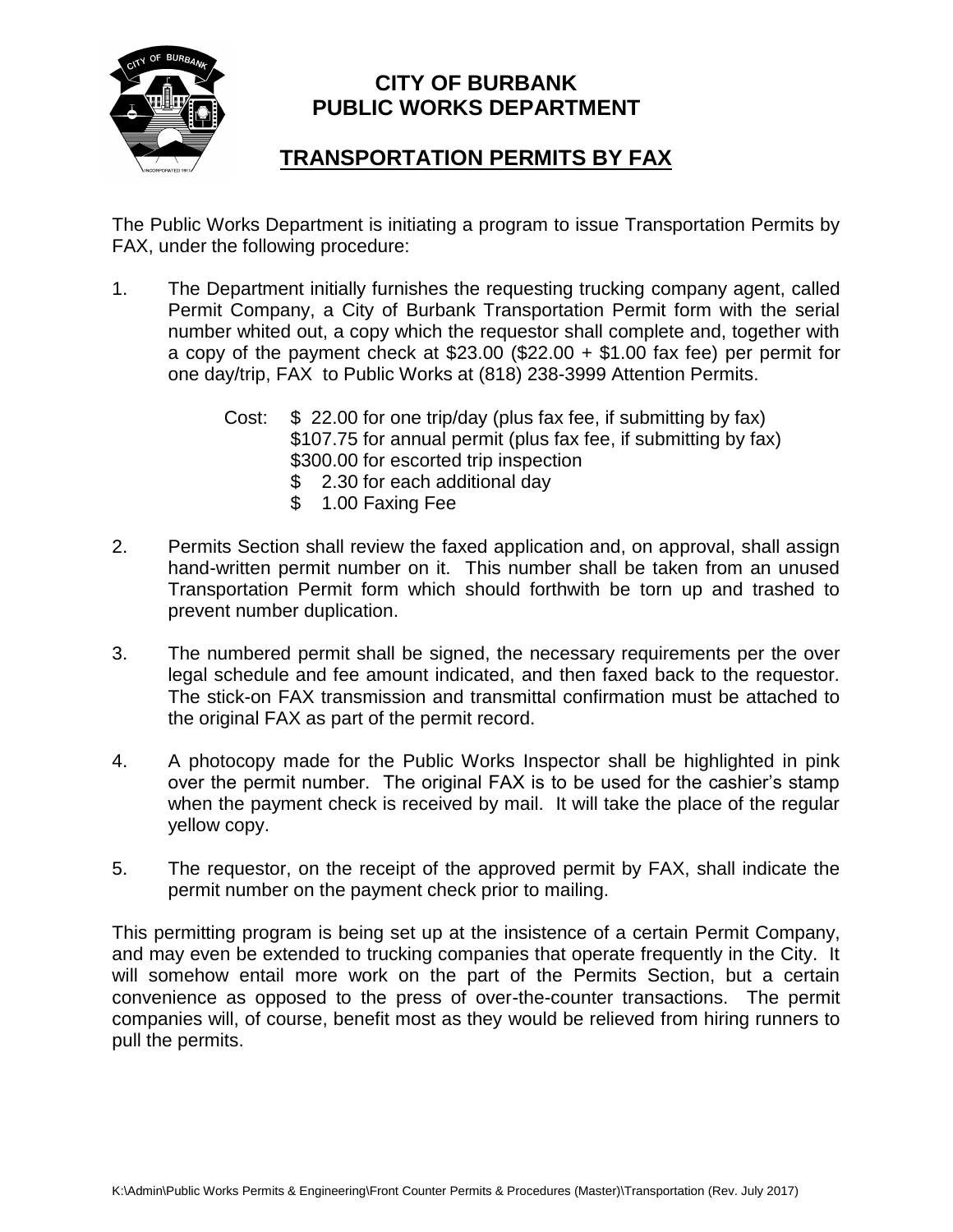# CITY OF BURBANK
# PUBLIC WORKS DEPARTMENT

## TRANSPORTATION PERMITS BY FAX

The Public Works Department is initiating a program to issue Transportation Permits by FAX, under the following procedure:

1. The Department initially furnishes the requesting trucking company agent, called Permit Company, a City of Burbank Transportation Permit form with the serial number whited out, a copy which the requestor shall complete and, together with a copy of the payment check at $23.00 ($22.00 + $1.00 fax fee) per permit for one day/trip, FAX to Public Works at (818) 238-3999 Attention Permits.

   Cost: $ 22.00 for one trip/day (plus fax fee, if submitting by fax)
   $107.75 for annual permit (plus fax fee, if submitting by fax)
   $300.00 for escorted trip inspection
   $ 2.30 for each additional day
   $ 1.00 Faxing Fee

2. Permits Section shall review the faxed application and, on approval, shall assign hand-written permit number on it. This number shall be taken from an unused Transportation Permit form which should forthwith be torn up and trashed to prevent number duplication.

3. The numbered permit shall be signed, the necessary requirements per the over legal schedule and fee amount indicated, and then faxed back to the requestor. The stick-on FAX transmission and transmittal confirmation must be attached to the original FAX as part of the permit record.

4. A photocopy made for the Public Works Inspector shall be highlighted in pink over the permit number. The original FAX is to be used for the cashier's stamp when the payment check is received by mail. It will take the place of the regular yellow copy.

5. The requestor, on the receipt of the approved permit by FAX, shall indicate the permit number on the payment check prior to mailing.

This permitting program is being set up at the insistence of a certain Permit Company, and may even be extended to trucking companies that operate frequently in the City. It will somehow entail more work on the part of the Permits Section, but a certain convenience as opposed to the press of over-the-counter transactions. The permit companies will, of course, benefit most as they would be relieved from hiring runners to pull the permits.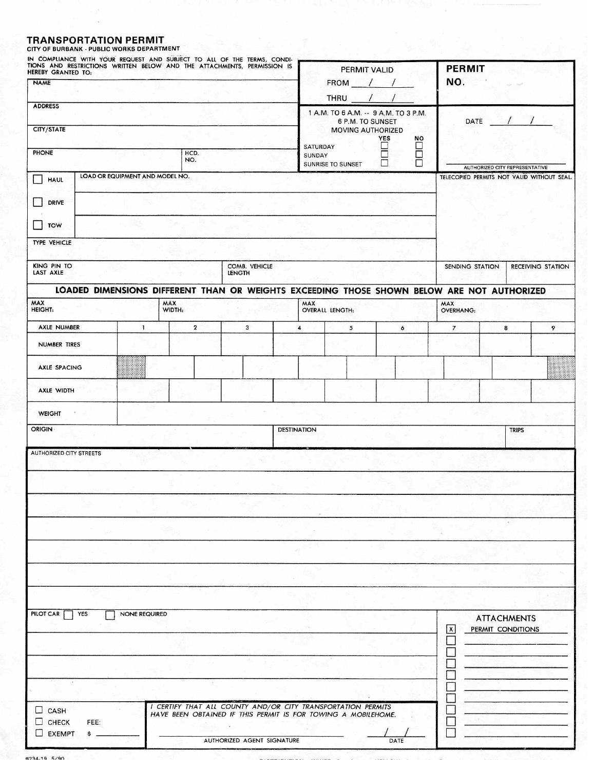# TRANSPORTATION PERMIT

CITY OF BURBANK - PUBLIC WORKS DEPARTMENT

IN COMPLIANCE WITH YOUR REQUEST AND SUBJECT TO ALL OF THE TERMS, CONDITIONS AND RESTRICTIONS WRITTEN BELOW AND THE ATTACHMENTS, PERMISSION IS HEREBY GRANTED TO:

NAME

ADDRESS

CITY/STATE

PHONE | HCD. NO.

PERMIT VALID
FROM ___ / ___ / ___
THRU ___ / ___ / ___

1 A.M. TO 6 A.M. -- 9 A.M. TO 3 P.M.
6 P.M. TO SUNSET
MOVING AUTHORIZED

| | YES | NO |
|---|---|---|
| SATURDAY | ☐ | ☐ |
| SUNDAY | ☐ | ☐ |
| SUNRISE TO SUNSET | ☐ | ☐ |

**PERMIT NO.**

DATE ___ / ___ / ___

AUTHORIZED CITY REPRESENTATIVE

TELECOPIED PERMITS NOT VALID WITHOUT SEAL.

☐ HAUL | LOAD OR EQUIPMENT AND MODEL NO.

☐ DRIVE

☐ TOW

TYPE VEHICLE

KING PIN TO LAST AXLE | COMB. VEHICLE LENGTH

SENDING STATION | RECEIVING STATION

**LOADED DIMENSIONS DIFFERENT THAN OR WEIGHTS EXCEEDING THOSE SHOWN BELOW ARE NOT AUTHORIZED**

| MAX HEIGHT: | MAX WIDTH: | MAX OVERALL LENGTH: | MAX OVERHANG: |
|---|---|---|---|
| | | | |

| AXLE NUMBER | 1 | 2 | 3 | 4 | 5 | 6 | 7 | 8 | 9 |
|---|---|---|---|---|---|---|---|---|---|
| NUMBER TIRES | | | | | | | | | |
| AXLE SPACING | | | | | | | | | |
| AXLE WIDTH | | | | | | | | | |
| WEIGHT | | | | | | | | | |

ORIGIN | DESTINATION | TRIPS

AUTHORIZED CITY STREETS

PILOT CAR ☐ YES ☐ NONE REQUIRED

**ATTACHMENTS**

☒ PERMIT CONDITIONS
☐
☐
☐
☐
☐
☐
☐
☐
☐

☐ CASH
☐ CHECK FEE:
☐ EXEMPT $ ________

*I CERTIFY THAT ALL COUNTY AND/OR CITY TRANSPORTATION PERMITS HAVE BEEN OBTAINED IF THIS PERMIT IS FOR TOWING A MOBILEHOME.*

AUTHORIZED AGENT SIGNATURE | DATE ___ / ___ / ___

B234-19 5/90